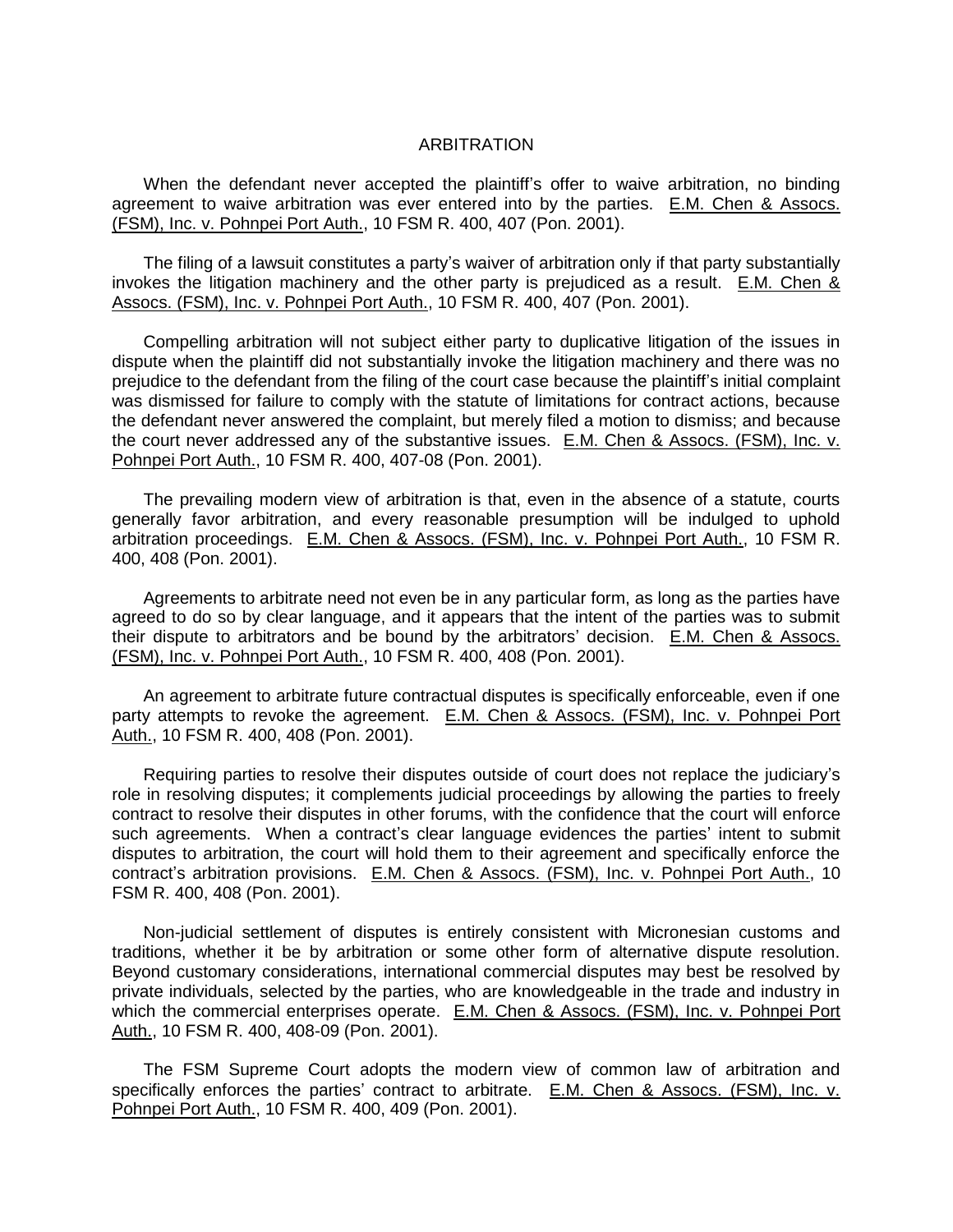# ARBITRATION

When the defendant never accepted the plaintiff's offer to waive arbitration, no binding agreement to waive arbitration was ever entered into by the parties. E.M. Chen & Assocs. (FSM), Inc. v. Pohnpei Port Auth., 10 FSM R. 400, 407 (Pon. 2001).

The filing of a lawsuit constitutes a party's waiver of arbitration only if that party substantially invokes the litigation machinery and the other party is prejudiced as a result. E.M. Chen & Assocs. (FSM), Inc. v. Pohnpei Port Auth., 10 FSM R. 400, 407 (Pon. 2001).

Compelling arbitration will not subject either party to duplicative litigation of the issues in dispute when the plaintiff did not substantially invoke the litigation machinery and there was no prejudice to the defendant from the filing of the court case because the plaintiff's initial complaint was dismissed for failure to comply with the statute of limitations for contract actions, because the defendant never answered the complaint, but merely filed a motion to dismiss; and because the court never addressed any of the substantive issues. E.M. Chen & Assocs. (FSM), Inc. v. Pohnpei Port Auth., 10 FSM R. 400, 407-08 (Pon. 2001).

The prevailing modern view of arbitration is that, even in the absence of a statute, courts generally favor arbitration, and every reasonable presumption will be indulged to uphold arbitration proceedings. E.M. Chen & Assocs. (FSM), Inc. v. Pohnpei Port Auth., 10 FSM R. 400, 408 (Pon. 2001).

Agreements to arbitrate need not even be in any particular form, as long as the parties have agreed to do so by clear language, and it appears that the intent of the parties was to submit their dispute to arbitrators and be bound by the arbitrators' decision. E.M. Chen & Assocs. (FSM), Inc. v. Pohnpei Port Auth., 10 FSM R. 400, 408 (Pon. 2001).

An agreement to arbitrate future contractual disputes is specifically enforceable, even if one party attempts to revoke the agreement. E.M. Chen & Assocs. (FSM), Inc. v. Pohnpei Port Auth., 10 FSM R. 400, 408 (Pon. 2001).

Requiring parties to resolve their disputes outside of court does not replace the judiciary's role in resolving disputes; it complements judicial proceedings by allowing the parties to freely contract to resolve their disputes in other forums, with the confidence that the court will enforce such agreements. When a contract's clear language evidences the parties' intent to submit disputes to arbitration, the court will hold them to their agreement and specifically enforce the contract's arbitration provisions. E.M. Chen & Assocs. (FSM), Inc. v. Pohnpei Port Auth., 10 FSM R. 400, 408 (Pon. 2001).

Non-judicial settlement of disputes is entirely consistent with Micronesian customs and traditions, whether it be by arbitration or some other form of alternative dispute resolution. Beyond customary considerations, international commercial disputes may best be resolved by private individuals, selected by the parties, who are knowledgeable in the trade and industry in which the commercial enterprises operate. E.M. Chen & Assocs. (FSM), Inc. v. Pohnpei Port Auth., 10 FSM R. 400, 408-09 (Pon. 2001).

The FSM Supreme Court adopts the modern view of common law of arbitration and specifically enforces the parties' contract to arbitrate. E.M. Chen & Assocs. (FSM), Inc. v. Pohnpei Port Auth., 10 FSM R. 400, 409 (Pon. 2001).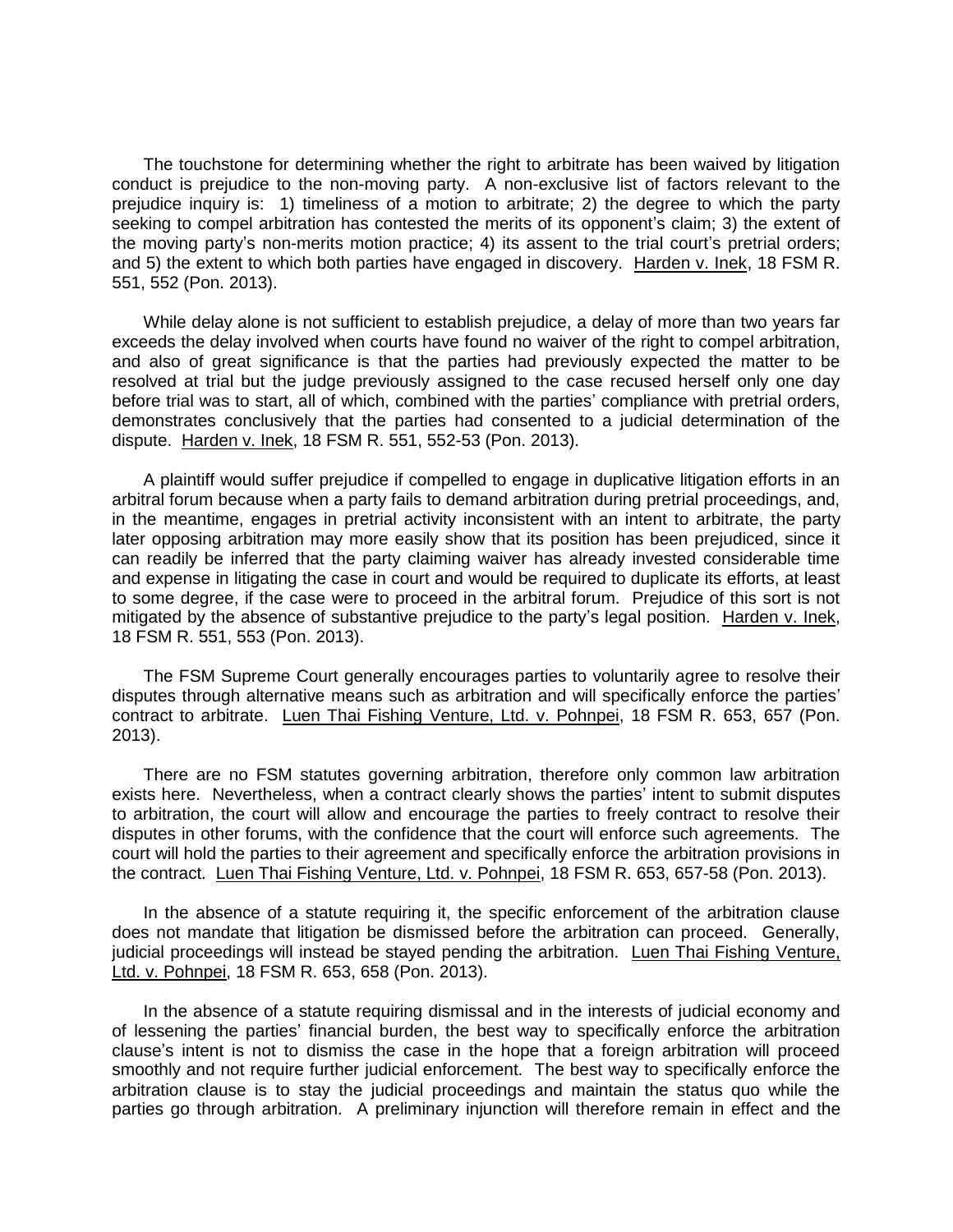The touchstone for determining whether the right to arbitrate has been waived by litigation conduct is prejudice to the non-moving party. A non-exclusive list of factors relevant to the prejudice inquiry is: 1) timeliness of a motion to arbitrate; 2) the degree to which the party seeking to compel arbitration has contested the merits of its opponent's claim; 3) the extent of the moving party's non-merits motion practice; 4) its assent to the trial court's pretrial orders; and 5) the extent to which both parties have engaged in discovery. Harden v. Inek, 18 FSM R. 551, 552 (Pon. 2013).

While delay alone is not sufficient to establish prejudice, a delay of more than two years far exceeds the delay involved when courts have found no waiver of the right to compel arbitration, and also of great significance is that the parties had previously expected the matter to be resolved at trial but the judge previously assigned to the case recused herself only one day before trial was to start, all of which, combined with the parties' compliance with pretrial orders, demonstrates conclusively that the parties had consented to a judicial determination of the dispute. Harden v. Inek, 18 FSM R. 551, 552-53 (Pon. 2013).

A plaintiff would suffer prejudice if compelled to engage in duplicative litigation efforts in an arbitral forum because when a party fails to demand arbitration during pretrial proceedings, and, in the meantime, engages in pretrial activity inconsistent with an intent to arbitrate, the party later opposing arbitration may more easily show that its position has been prejudiced, since it can readily be inferred that the party claiming waiver has already invested considerable time and expense in litigating the case in court and would be required to duplicate its efforts, at least to some degree, if the case were to proceed in the arbitral forum. Prejudice of this sort is not mitigated by the absence of substantive prejudice to the party's legal position. Harden v. Inek, 18 FSM R. 551, 553 (Pon. 2013).

The FSM Supreme Court generally encourages parties to voluntarily agree to resolve their disputes through alternative means such as arbitration and will specifically enforce the parties' contract to arbitrate. Luen Thai Fishing Venture, Ltd. v. Pohnpei, 18 FSM R. 653, 657 (Pon. 2013).

There are no FSM statutes governing arbitration, therefore only common law arbitration exists here. Nevertheless, when a contract clearly shows the parties' intent to submit disputes to arbitration, the court will allow and encourage the parties to freely contract to resolve their disputes in other forums, with the confidence that the court will enforce such agreements. The court will hold the parties to their agreement and specifically enforce the arbitration provisions in the contract. Luen Thai Fishing Venture, Ltd. v. Pohnpei, 18 FSM R. 653, 657-58 (Pon. 2013).

In the absence of a statute requiring it, the specific enforcement of the arbitration clause does not mandate that litigation be dismissed before the arbitration can proceed. Generally, judicial proceedings will instead be stayed pending the arbitration. Luen Thai Fishing Venture, Ltd. v. Pohnpei, 18 FSM R. 653, 658 (Pon. 2013).

In the absence of a statute requiring dismissal and in the interests of judicial economy and of lessening the parties' financial burden, the best way to specifically enforce the arbitration clause's intent is not to dismiss the case in the hope that a foreign arbitration will proceed smoothly and not require further judicial enforcement. The best way to specifically enforce the arbitration clause is to stay the judicial proceedings and maintain the status quo while the parties go through arbitration. A preliminary injunction will therefore remain in effect and the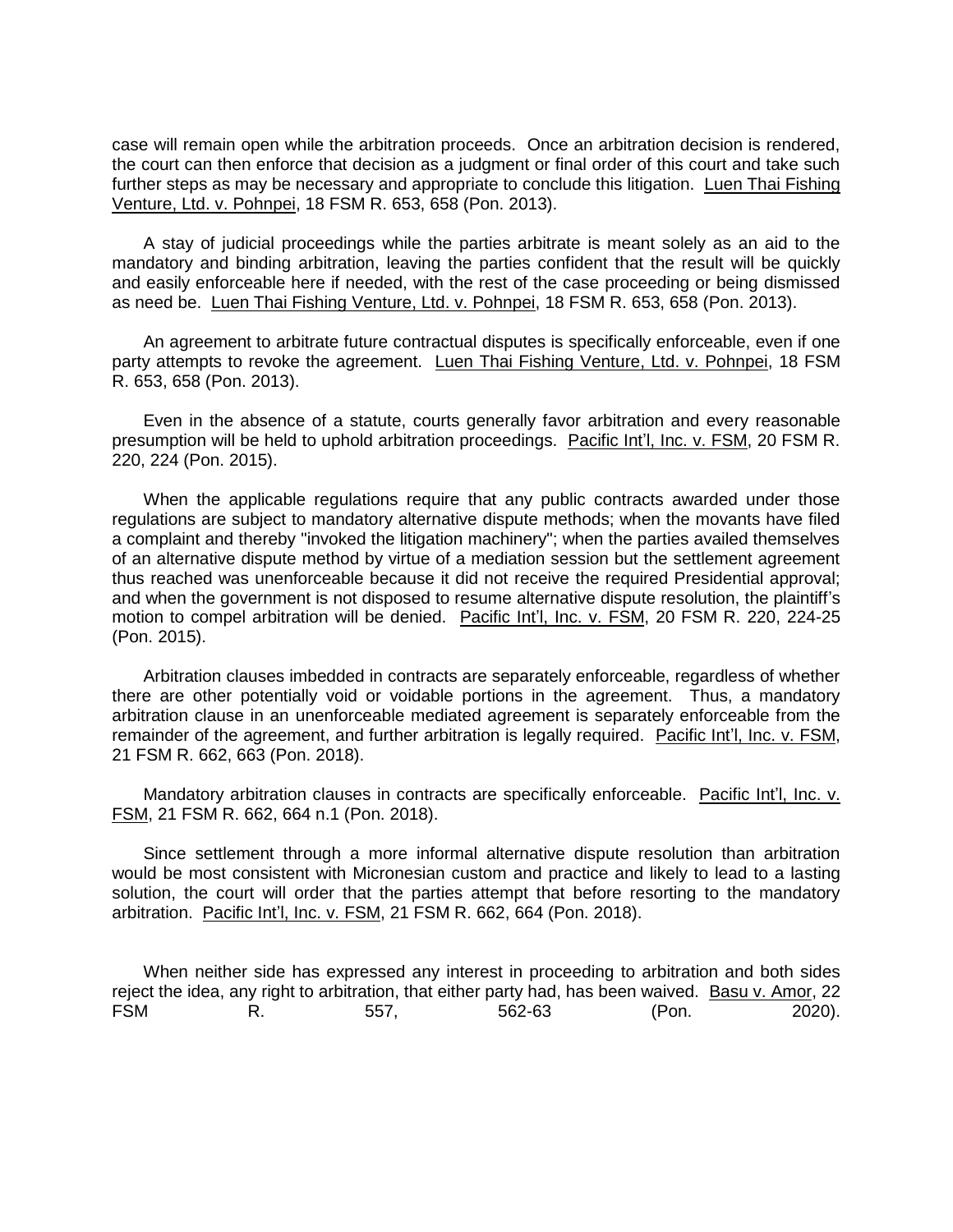case will remain open while the arbitration proceeds. Once an arbitration decision is rendered, the court can then enforce that decision as a judgment or final order of this court and take such further steps as may be necessary and appropriate to conclude this litigation. Luen Thai Fishing Venture, Ltd. v. Pohnpei, 18 FSM R. 653, 658 (Pon. 2013).

A stay of judicial proceedings while the parties arbitrate is meant solely as an aid to the mandatory and binding arbitration, leaving the parties confident that the result will be quickly and easily enforceable here if needed, with the rest of the case proceeding or being dismissed as need be. Luen Thai Fishing Venture, Ltd. v. Pohnpei, 18 FSM R. 653, 658 (Pon. 2013).

An agreement to arbitrate future contractual disputes is specifically enforceable, even if one party attempts to revoke the agreement. Luen Thai Fishing Venture, Ltd. v. Pohnpei, 18 FSM R. 653, 658 (Pon. 2013).

Even in the absence of a statute, courts generally favor arbitration and every reasonable presumption will be held to uphold arbitration proceedings. Pacific Int'l, Inc. v. FSM, 20 FSM R. 220, 224 (Pon. 2015).

When the applicable regulations require that any public contracts awarded under those regulations are subject to mandatory alternative dispute methods; when the movants have filed a complaint and thereby "invoked the litigation machinery"; when the parties availed themselves of an alternative dispute method by virtue of a mediation session but the settlement agreement thus reached was unenforceable because it did not receive the required Presidential approval; and when the government is not disposed to resume alternative dispute resolution, the plaintiff's motion to compel arbitration will be denied. Pacific Int'l, Inc. v. FSM, 20 FSM R. 220, 224-25 (Pon. 2015).

Arbitration clauses imbedded in contracts are separately enforceable, regardless of whether there are other potentially void or voidable portions in the agreement. Thus, a mandatory arbitration clause in an unenforceable mediated agreement is separately enforceable from the remainder of the agreement, and further arbitration is legally required. Pacific Int'l, Inc. v. FSM, 21 FSM R. 662, 663 (Pon. 2018).

Mandatory arbitration clauses in contracts are specifically enforceable. Pacific Int'l, Inc. v. FSM, 21 FSM R. 662, 664 n.1 (Pon. 2018).

Since settlement through a more informal alternative dispute resolution than arbitration would be most consistent with Micronesian custom and practice and likely to lead to a lasting solution, the court will order that the parties attempt that before resorting to the mandatory arbitration. Pacific Int'l, Inc. v. FSM, 21 FSM R. 662, 664 (Pon. 2018).

When neither side has expressed any interest in proceeding to arbitration and both sides reject the idea, any right to arbitration, that either party had, has been waived. Basu v. Amor, 22 FSM R. 557, 562-63 (Pon. 2020).